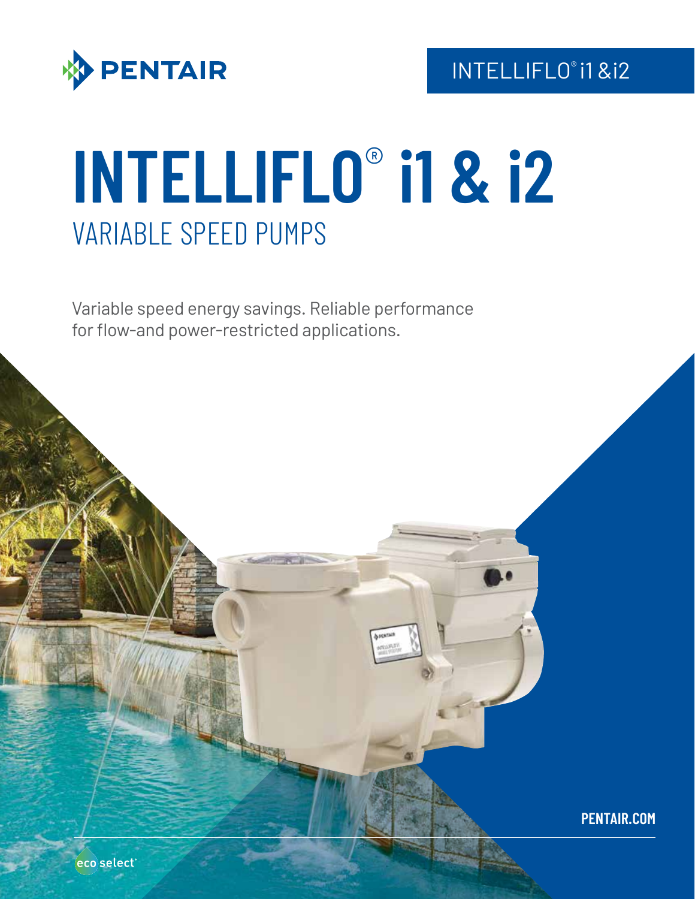PENTAIR

INTELLIFLO® i1 &i2

# INTELLIFLO® i1 & i2

## VARIABLE SPEED PUMPS

Variable speed energy savings. Reliable performance for flow-and power-restricted applications.

PENTAIR.COM

eco select®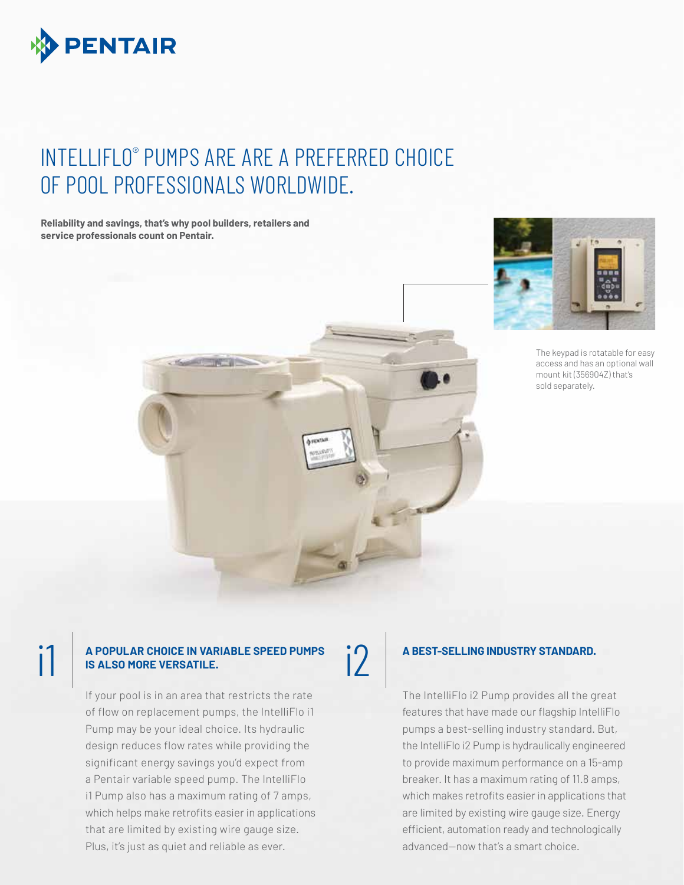# INTELLIFLO® PUMPS ARE ARE A PREFERRED CHOICE OF POOL PROFESSIONALS WORLDWIDE.

**Reliability and savings, that's why pool builders, retailers and service professionals count on Pentair.**

The keypad is rotatable for easy access and has an optional wall mount kit (356904Z) that's sold separately.

## i1 — A POPULAR CHOICE IN VARIABLE SPEED PUMPS IS ALSO MORE VERSATILE.

If your pool is in an area that restricts the rate of flow on replacement pumps, the IntelliFlo i1 Pump may be your ideal choice. Its hydraulic design reduces flow rates while providing the significant energy savings you'd expect from a Pentair variable speed pump. The IntelliFlo i1 Pump also has a maximum rating of 7 amps, which helps make retrofits easier in applications that are limited by existing wire gauge size. Plus, it's just as quiet and reliable as ever.

## i2 — A BEST-SELLING INDUSTRY STANDARD.

The IntelliFlo i2 Pump provides all the great features that have made our flagship IntelliFlo pumps a best-selling industry standard. But, the IntelliFlo i2 Pump is hydraulically engineered to provide maximum performance on a 15-amp breaker. It has a maximum rating of 11.8 amps, which makes retrofits easier in applications that are limited by existing wire gauge size. Energy efficient, automation ready and technologically advanced—now that's a smart choice.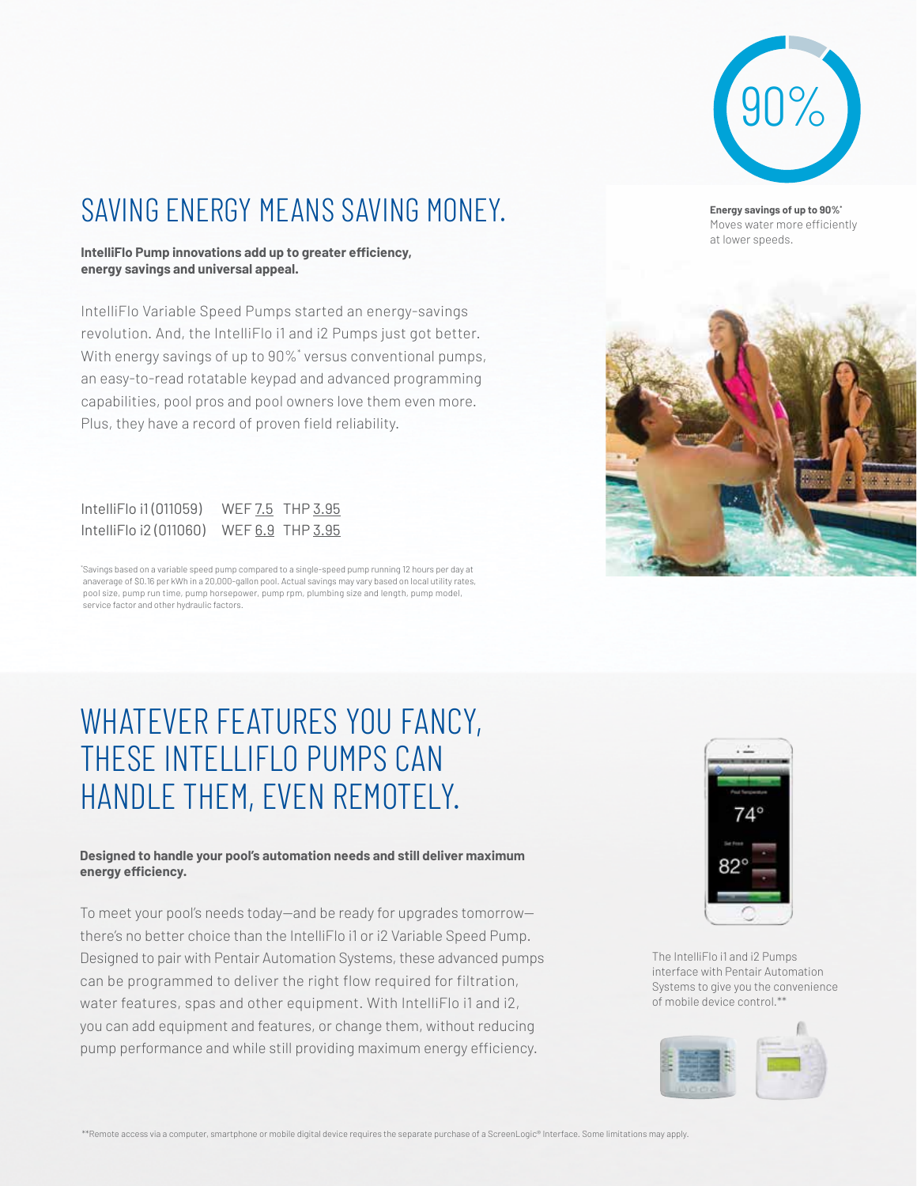90%

**Energy savings of up to 90%***
Moves water more efficiently at lower speeds.

## SAVING ENERGY MEANS SAVING MONEY.

**IntelliFlo Pump innovations add up to greater efficiency, energy savings and universal appeal.**

IntelliFlo Variable Speed Pumps started an energy-savings revolution. And, the IntelliFlo i1 and i2 Pumps just got better. With energy savings of up to 90%* versus conventional pumps, an easy-to-read rotatable keypad and advanced programming capabilities, pool pros and pool owners love them even more. Plus, they have a record of proven field reliability.

IntelliFlo i1 (011059) WEF 7.5 THP 3.95
IntelliFlo i2 (011060) WEF 6.9 THP 3.95

*Savings based on a variable speed pump compared to a single-speed pump running 12 hours per day at anaverage of $0.16 per kWh in a 20,000-gallon pool. Actual savings may vary based on local utility rates, pool size, pump run time, pump horsepower, pump rpm, plumbing size and length, pump model, service factor and other hydraulic factors.

## WHATEVER FEATURES YOU FANCY, THESE INTELLIFLO PUMPS CAN HANDLE THEM, EVEN REMOTELY.

**Designed to handle your pool's automation needs and still deliver maximum energy efficiency.**

To meet your pool's needs today—and be ready for upgrades tomorrow—there's no better choice than the IntelliFlo i1 or i2 Variable Speed Pump. Designed to pair with Pentair Automation Systems, these advanced pumps can be programmed to deliver the right flow required for filtration, water features, spas and other equipment. With IntelliFlo i1 and i2, you can add equipment and features, or change them, without reducing pump performance and while still providing maximum energy efficiency.

The IntelliFlo i1 and i2 Pumps interface with Pentair Automation Systems to give you the convenience of mobile device control.**

**Remote access via a computer, smartphone or mobile digital device requires the separate purchase of a ScreenLogic® Interface. Some limitations may apply.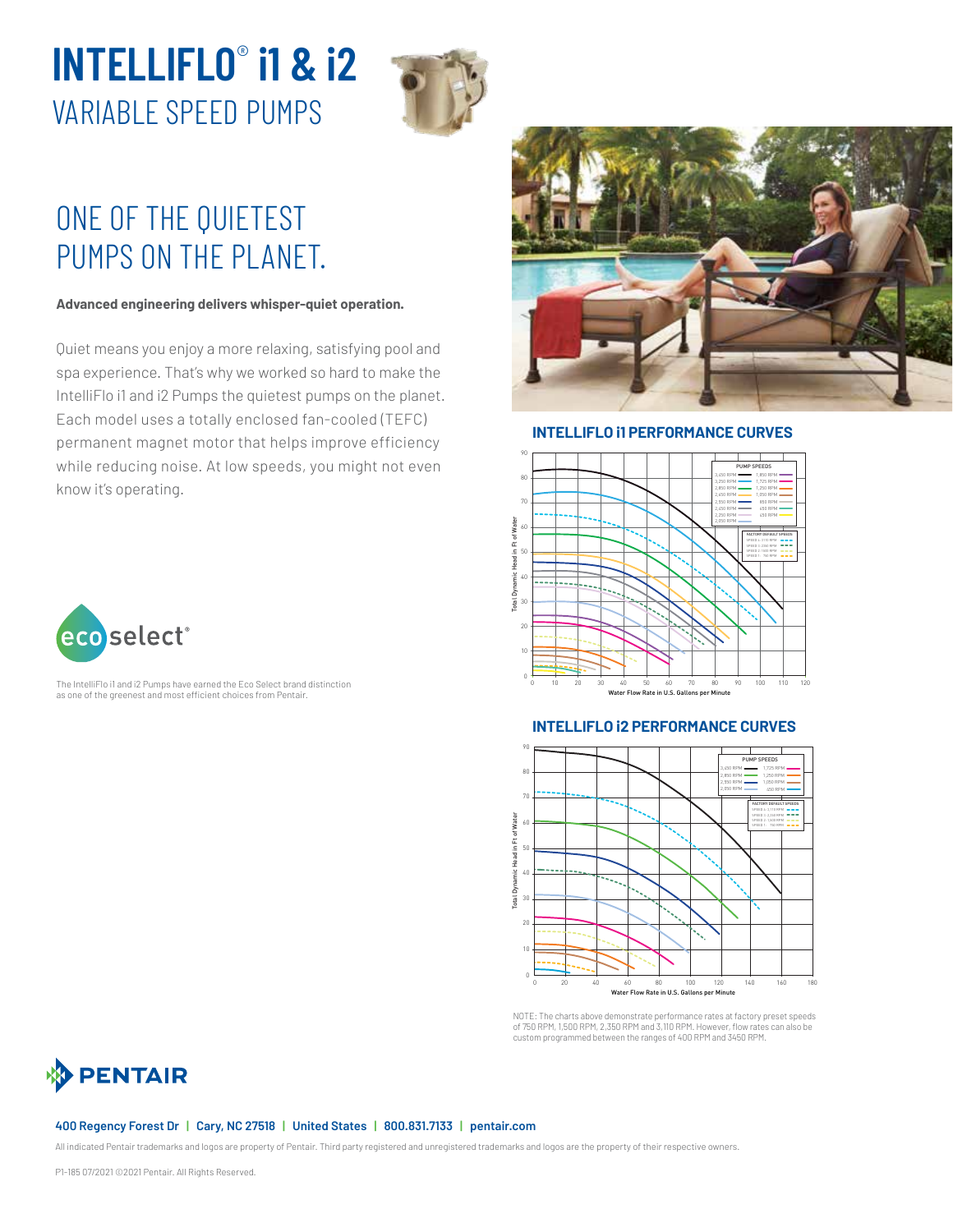# INTELLIFLO® i1 & i2

## VARIABLE SPEED PUMPS

## ONE OF THE QUIETEST PUMPS ON THE PLANET.

**Advanced engineering delivers whisper-quiet operation.**

Quiet means you enjoy a more relaxing, satisfying pool and spa experience. That's why we worked so hard to make the IntelliFlo i1 and i2 Pumps the quietest pumps on the planet. Each model uses a totally enclosed fan-cooled (TEFC) permanent magnet motor that helps improve efficiency while reducing noise. At low speeds, you might not even know it's operating.

eco select®

The IntelliFlo i1 and i2 Pumps have earned the Eco Select brand distinction as one of the greenest and most efficient choices from Pentair.

### INTELLIFLO i1 PERFORMANCE CURVES

PUMP SPEEDS
3,450 RPM
3,250 RPM
2,850 RPM
2,650 RPM
2,550 RPM
2,450 RPM
2,250 RPM
2,050 RPM
1,850 RPM
1,725 RPM
1,250 RPM
1,050 RPM
850 RPM
650 RPM
450 RPM

FACTORY DEFAULT SPEEDS
SPEED 4: 3,110 RPM
SPEED 3: 2,350 RPM
SPEED 2: 1,500 RPM
SPEED 1: 750 RPM

Total Dynamic Head in Ft of Water
0 10 20 30 40 50 60 70 80 90
Water Flow Rate in U.S. Gallons per Minute
0 10 20 30 40 50 60 70 80 90 100 110 120

### INTELLIFLO i2 PERFORMANCE CURVES

PUMP SPEEDS
3,450 RPM
2,850 RPM
2,350 RPM
2,050 RPM
1,725 RPM
1,250 RPM
1,050 RPM
450 RPM

FACTORY DEFAULT SPEEDS
SPEED 4: 3,110 RPM
SPEED 3: 2,350 RPM
SPEED 2: 1,500 RPM
SPEED 1: 750 RPM

Total Dynamic Head in Ft of Water
0 10 20 30 40 50 60 70 80 90
Water Flow Rate in U.S. Gallons per Minute
0 20 40 60 80 100 120 140 160 180

NOTE: The charts above demonstrate performance rates at factory preset speeds of 750 RPM, 1,500 RPM, 2,350 RPM and 3,110 RPM. However, flow rates can also be custom programmed between the ranges of 400 RPM and 3450 RPM.

PENTAIR

400 Regency Forest Dr | Cary, NC 27518 | United States | 800.831.7133 | pentair.com

All indicated Pentair trademarks and logos are property of Pentair. Third party registered and unregistered trademarks and logos are the property of their respective owners.

P1-185 07/2021 ©2021 Pentair. All Rights Reserved.